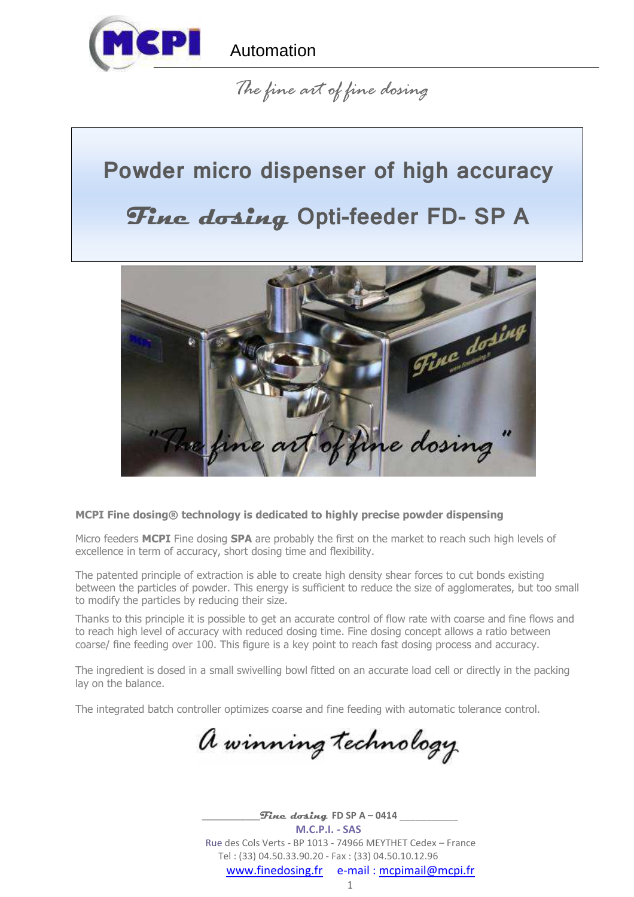Automation

*The fine art of fine dosing*

# Powder micro dispenser of high accuracy

# *Fine dosing* Opti-feeder FD- SP A

**MCPI Fine dosing® technology is dedicated to highly precise powder dispensing**

Micro feeders **MCPI** Fine dosing **SPA** are probably the first on the market to reach such high levels of excellence in term of accuracy, short dosing time and flexibility.

The patented principle of extraction is able to create high density shear forces to cut bonds existing between the particles of powder. This energy is sufficient to reduce the size of agglomerates, but too small to modify the particles by reducing their size.

Thanks to this principle it is possible to get an accurate control of flow rate with coarse and fine flows and to reach high level of accuracy with reduced dosing time. Fine dosing concept allows a ratio between coarse/ fine feeding over 100. This figure is a key point to reach fast dosing process and accuracy.

The ingredient is dosed in a small swivelling bowl fitted on an accurate load cell or directly in the packing lay on the balance.

The integrated batch controller optimizes coarse and fine feeding with automatic tolerance control.

*A winning technology*

*Fine dosing* FD SP A – 0414

M.C.P.I. - SAS

Rue des Cols Verts - BP 1013 - 74966 MEYTHET Cedex – France

Tel : (33) 04.50.33.90.20 - Fax : (33) 04.50.10.12.96

www.finedosing.fr e-mail : mcpimail@mcpi.fr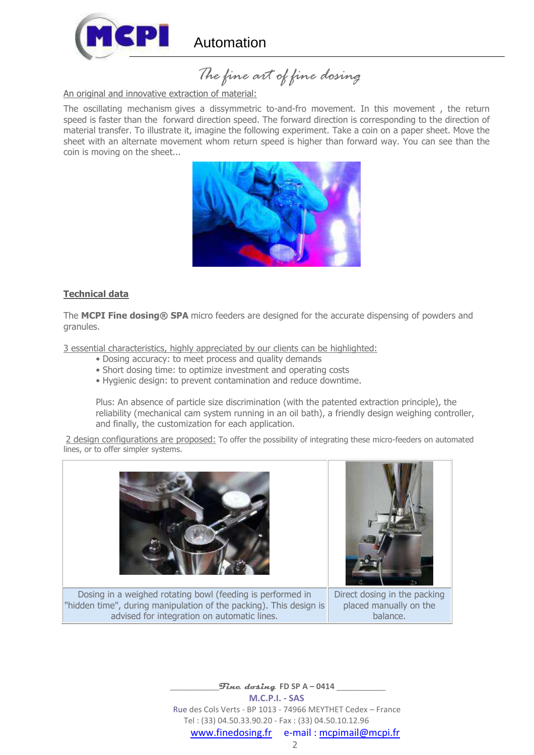*The fine art of fine dosing*

An original and innovative extraction of material:

The oscillating mechanism gives a dissymmetric to-and-fro movement. In this movement , the return speed is faster than the forward direction speed. The forward direction is corresponding to the direction of material transfer. To illustrate it, imagine the following experiment. Take a coin on a paper sheet. Move the sheet with an alternate movement whom return speed is higher than forward way. You can see than the coin is moving on the sheet...

## Technical data

The **MCPI Fine dosing® SPA** micro feeders are designed for the accurate dispensing of powders and granules.

3 essential characteristics, highly appreciated by our clients can be highlighted:

- Dosing accuracy: to meet process and quality demands
- Short dosing time: to optimize investment and operating costs
- Hygienic design: to prevent contamination and reduce downtime.

Plus: An absence of particle size discrimination (with the patented extraction principle), the reliability (mechanical cam system running in an oil bath), a friendly design weighing controller, and finally, the customization for each application.

2 design configurations are proposed: To offer the possibility of integrating these micro-feeders on automated lines, or to offer simpler systems.

| | |
|---|---|
| Dosing in a weighed rotating bowl (feeding is performed in "hidden time", during manipulation of the packing). This design is advised for integration on automatic lines. | Direct dosing in the packing placed manually on the balance. |

**M.C.P.I. - SAS**
Rue des Cols Verts - BP 1013 - 74966 MEYTHET Cedex – France
Tel : (33) 04.50.33.90.20 - Fax : (33) 04.50.10.12.96
www.finedosing.fr e-mail : mcpimail@mcpi.fr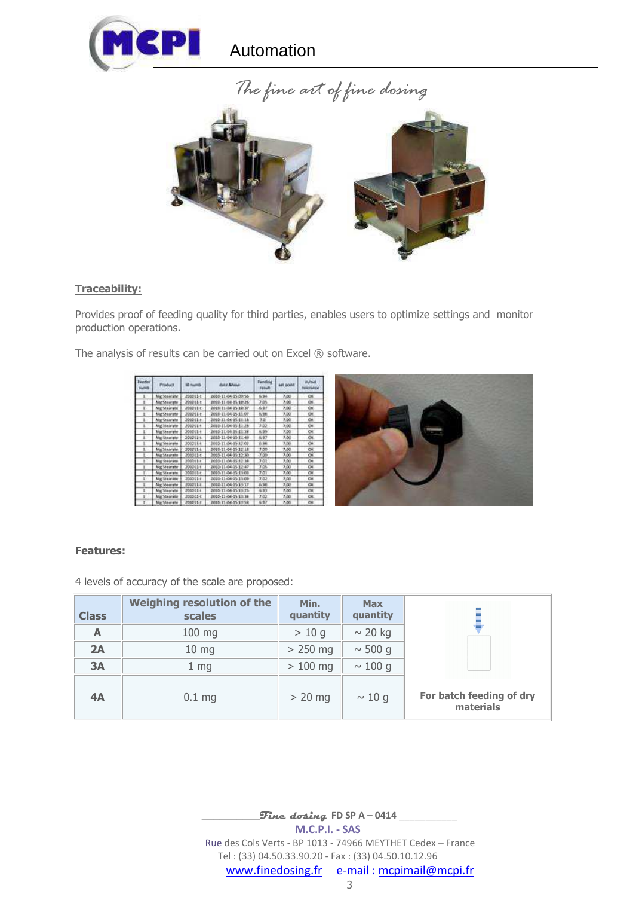*The fine art of fine dosing*

**Traceability:**

Provides proof of feeding quality for third parties, enables users to optimize settings and monitor production operations.

The analysis of results can be carried out on Excel ® software.

**Features:**

4 levels of accuracy of the scale are proposed:

| Class | Weighing resolution of the scales | Min. quantity | Max quantity | |
|---|---|---|---|---|
| A | 100 mg | > 10 g | ~ 20 kg | |
| 2A | 10 mg | > 250 mg | ~ 500 g | |
| 3A | 1 mg | > 100 mg | ~ 100 g | |
| 4A | 0.1 mg | > 20 mg | ~ 10 g | For batch feeding of dry materials |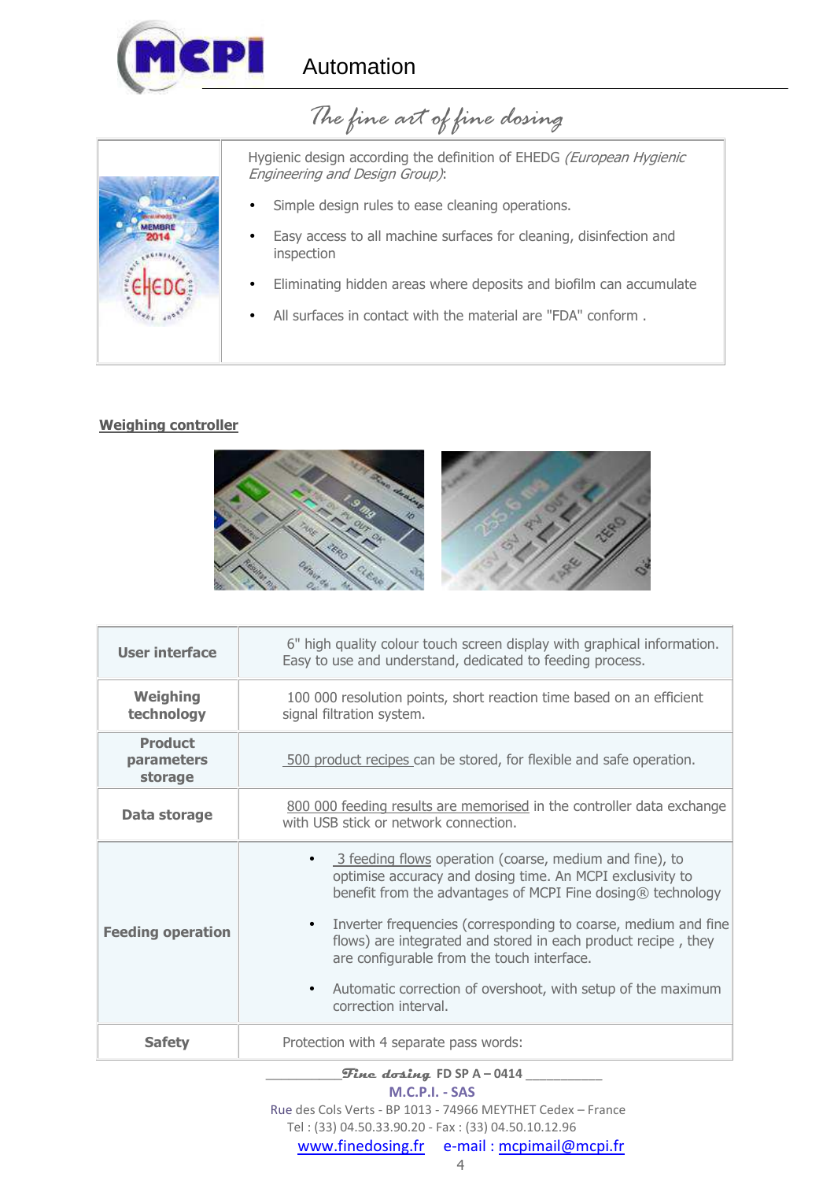Automation

*The fine art of fine dosing*

Hygienic design according the definition of EHEDG *(European Hygienic Engineering and Design Group)*:

- Simple design rules to ease cleaning operations.
- Easy access to all machine surfaces for cleaning, disinfection and inspection
- Eliminating hidden areas where deposits and biofilm can accumulate
- All surfaces in contact with the material are "FDA" conform .

## Weighing controller

| | |
|---|---|
| **User interface** | 6" high quality colour touch screen display with graphical information. Easy to use and understand, dedicated to feeding process. |
| **Weighing technology** | 100 000 resolution points, short reaction time based on an efficient signal filtration system. |
| **Product parameters storage** | 500 product recipes can be stored, for flexible and safe operation. |
| **Data storage** | 800 000 feeding results are memorised in the controller data exchange with USB stick or network connection. |
| **Feeding operation** | • 3 feeding flows operation (coarse, medium and fine), to optimise accuracy and dosing time. An MCPI exclusivity to benefit from the advantages of MCPI Fine dosing® technology<br>• Inverter frequencies (corresponding to coarse, medium and fine flows) are integrated and stored in each product recipe , they are configurable from the touch interface.<br>• Automatic correction of overshoot, with setup of the maximum correction interval. |
| **Safety** | Protection with 4 separate pass words: |

*Fine dosing* FD SP A – 0414

M.C.P.I. - SAS

Rue des Cols Verts - BP 1013 - 74966 MEYTHET Cedex – France

Tel : (33) 04.50.33.90.20 - Fax : (33) 04.50.10.12.96

www.finedosing.fr e-mail : mcpimail@mcpi.fr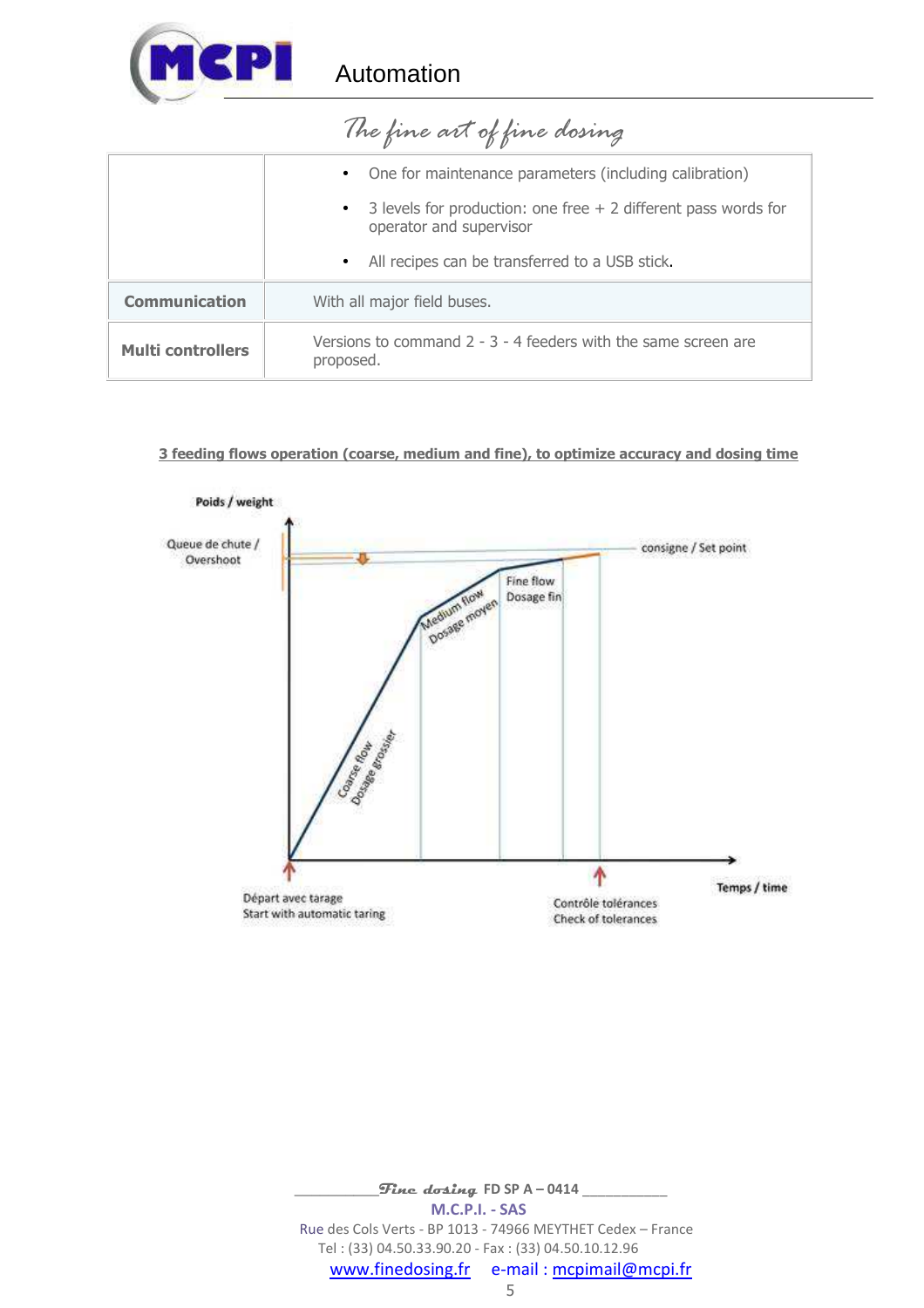*The fine art of fine dosing*

| | |
|---|---|
| | • One for maintenance parameters (including calibration)<br>• 3 levels for production: one free + 2 different pass words for operator and supervisor<br>• All recipes can be transferred to a USB stick. |
| **Communication** | With all major field buses. |
| **Multi controllers** | Versions to command 2 - 3 - 4 feeders with the same screen are proposed. |

**3 feeding flows operation (coarse, medium and fine), to optimize accuracy and dosing time**

Poids / weight

Queue de chute / Overshoot

consigne / Set point

Coarse flow / Dosage grossier

Medium flow / Dosage moyen

Fine flow / Dosage fin

Temps / time

Départ avec tarage / Start with automatic taring

Contrôle tolérances / Check of tolerances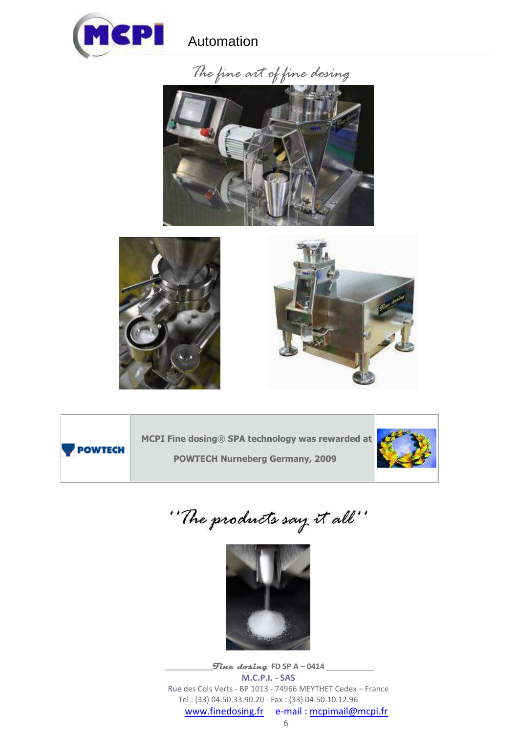*The fine art of fine dosing*

| POWTECH | MCPI Fine dosing® SPA technology was rewarded at POWTECH Nurneberg Germany, 2009 | |
|---|---|---|

*"The products say it all"*

*Fine dosing* **FD SP A – 0414**

**M.C.P.I. - SAS**

Rue des Cols Verts - BP 1013 - 74966 MEYTHET Cedex – France

Tel : (33) 04.50.33.90.20 - Fax : (33) 04.50.10.12.96

www.finedosing.fr e-mail : mcpimail@mcpi.fr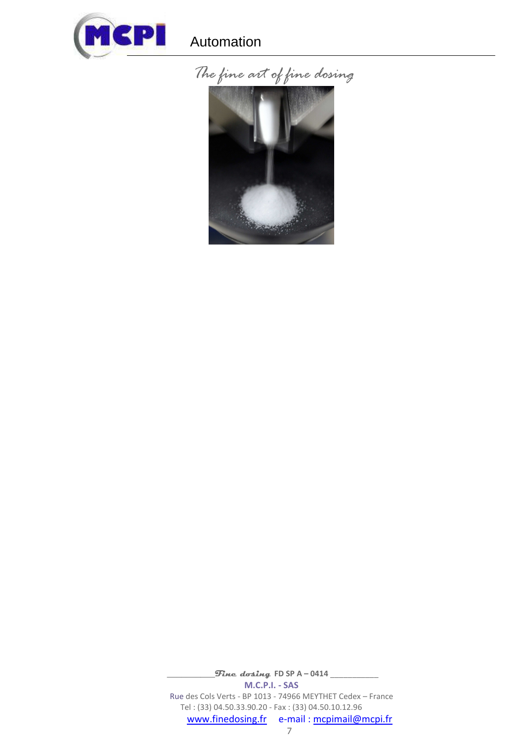The fine art of fine dosing